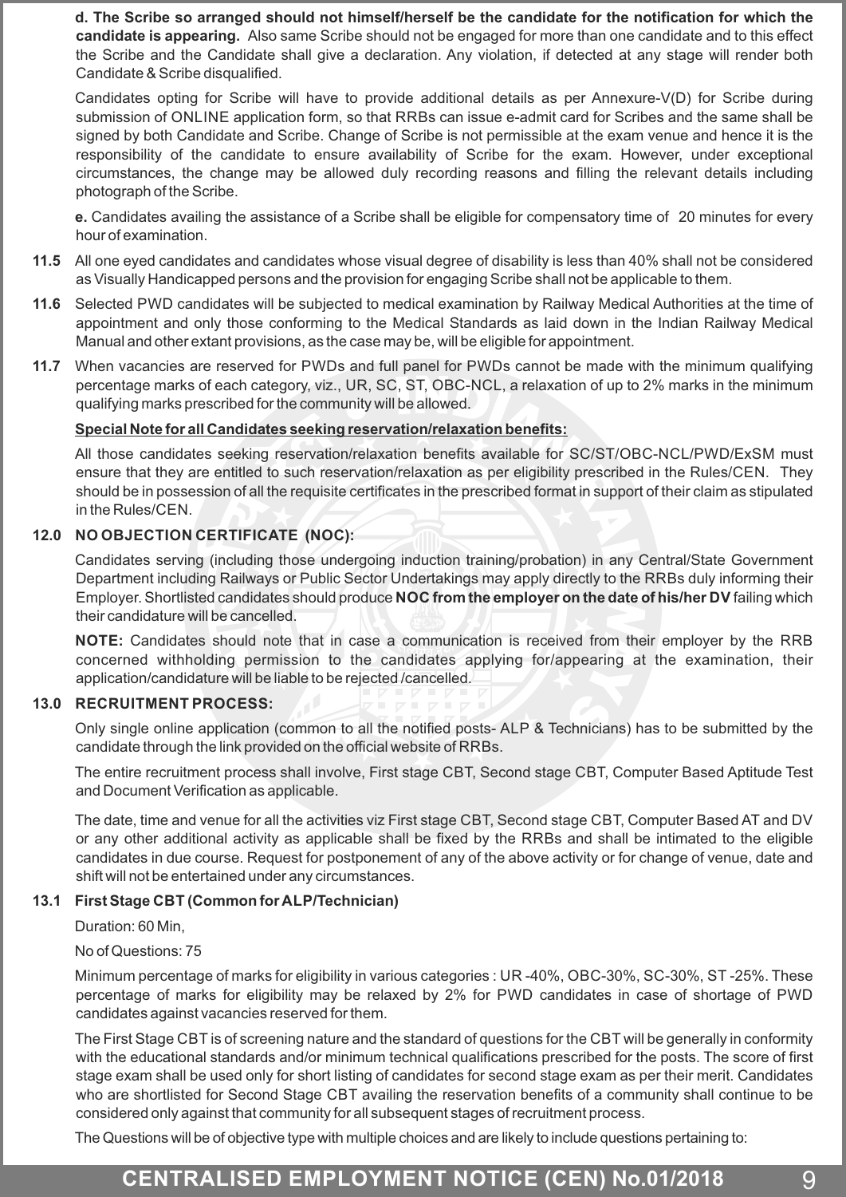**d. The Scribe so arranged should not himself/herself be the candidate for the notification for which the candidate is appearing.** Also same Scribe should not be engaged for more than one candidate and to this effect the Scribe and the Candidate shall give a declaration. Any violation, if detected at any stage will render both Candidate & Scribe disqualified.

Candidates opting for Scribe will have to provide additional details as per Annexure-V(D) for Scribe during submission of ONLINE application form, so that RRBs can issue e-admit card for Scribes and the same shall be signed by both Candidate and Scribe. Change of Scribe is not permissible at the exam venue and hence it is the responsibility of the candidate to ensure availability of Scribe for the exam. However, under exceptional circumstances, the change may be allowed duly recording reasons and filling the relevant details including photograph of the Scribe.

**e.** Candidates availing the assistance of a Scribe shall be eligible for compensatory time of 20 minutes for every hour of examination.

**11.5** All one eyed candidates and candidates whose visual degree of disability is less than 40% shall not be considered as Visually Handicapped persons and the provision for engaging Scribe shall not be applicable to them.

**11.6** Selected PWD candidates will be subjected to medical examination by Railway Medical Authorities at the time of appointment and only those conforming to the Medical Standards as laid down in the Indian Railway Medical Manual and other extant provisions, as the case may be, will be eligible for appointment.

**11.7** When vacancies are reserved for PWDs and full panel for PWDs cannot be made with the minimum qualifying percentage marks of each category, viz., UR, SC, ST, OBC-NCL, a relaxation of up to 2% marks in the minimum qualifying marks prescribed for the community will be allowed.

**Special Note for all Candidates seeking reservation/relaxation benefits:**

All those candidates seeking reservation/relaxation benefits available for SC/ST/OBC-NCL/PWD/ExSM must ensure that they are entitled to such reservation/relaxation as per eligibility prescribed in the Rules/CEN. They should be in possession of all the requisite certificates in the prescribed format in support of their claim as stipulated in the Rules/CEN.

## 12.0 NO OBJECTION CERTIFICATE (NOC):

Candidates serving (including those undergoing induction training/probation) in any Central/State Government Department including Railways or Public Sector Undertakings may apply directly to the RRBs duly informing their Employer. Shortlisted candidates should produce **NOC from the employer on the date of his/her DV** failing which their candidature will be cancelled.

**NOTE:** Candidates should note that in case a communication is received from their employer by the RRB concerned withholding permission to the candidates applying for/appearing at the examination, their application/candidature will be liable to be rejected /cancelled.

## 13.0 RECRUITMENT PROCESS:

Only single online application (common to all the notified posts- ALP & Technicians) has to be submitted by the candidate through the link provided on the official website of RRBs.

The entire recruitment process shall involve, First stage CBT, Second stage CBT, Computer Based Aptitude Test and Document Verification as applicable.

The date, time and venue for all the activities viz First stage CBT, Second stage CBT, Computer Based AT and DV or any other additional activity as applicable shall be fixed by the RRBs and shall be intimated to the eligible candidates in due course. Request for postponement of any of the above activity or for change of venue, date and shift will not be entertained under any circumstances.

### 13.1 First Stage CBT (Common for ALP/Technician)

Duration: 60 Min,

No of Questions: 75

Minimum percentage of marks for eligibility in various categories : UR -40%, OBC-30%, SC-30%, ST -25%. These percentage of marks for eligibility may be relaxed by 2% for PWD candidates in case of shortage of PWD candidates against vacancies reserved for them.

The First Stage CBT is of screening nature and the standard of questions for the CBT will be generally in conformity with the educational standards and/or minimum technical qualifications prescribed for the posts. The score of first stage exam shall be used only for short listing of candidates for second stage exam as per their merit. Candidates who are shortlisted for Second Stage CBT availing the reservation benefits of a community shall continue to be considered only against that community for all subsequent stages of recruitment process.

The Questions will be of objective type with multiple choices and are likely to include questions pertaining to: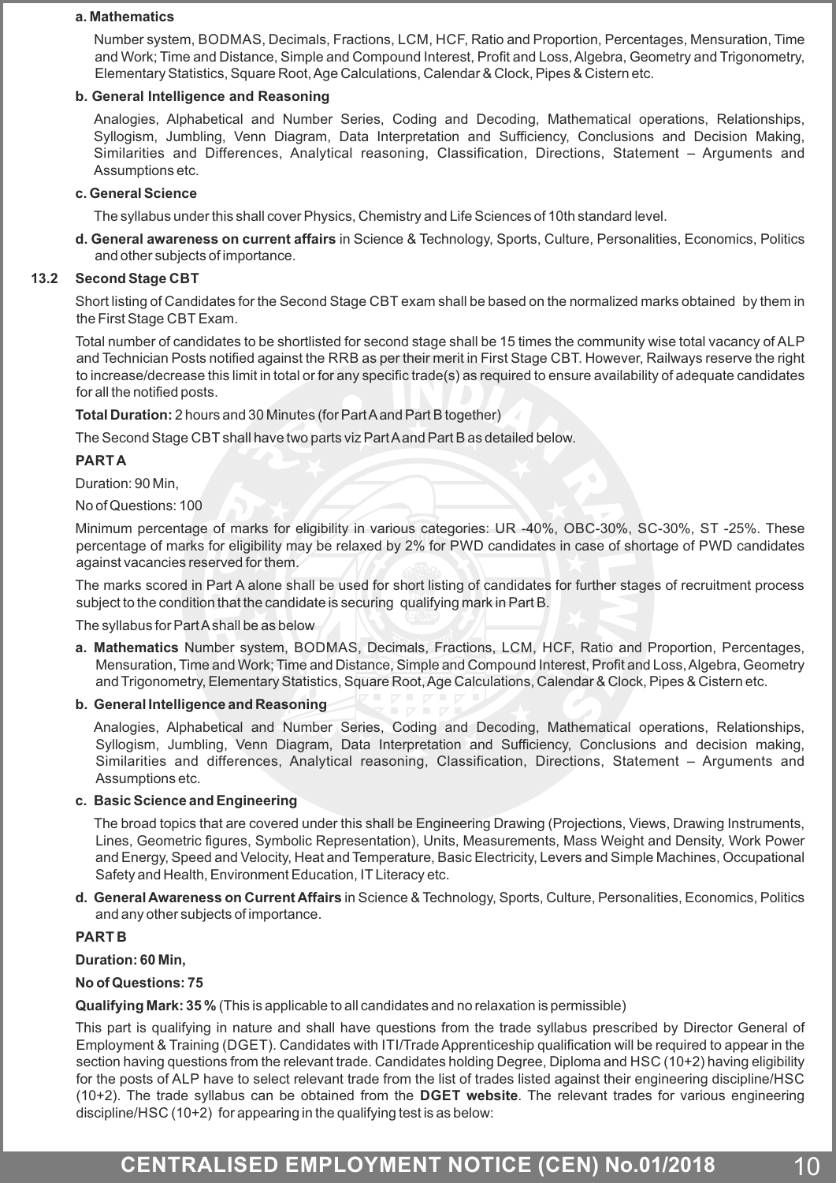**a. Mathematics**

Number system, BODMAS, Decimals, Fractions, LCM, HCF, Ratio and Proportion, Percentages, Mensuration, Time and Work; Time and Distance, Simple and Compound Interest, Profit and Loss, Algebra, Geometry and Trigonometry, Elementary Statistics, Square Root, Age Calculations, Calendar & Clock, Pipes & Cistern etc.

**b. General Intelligence and Reasoning**

Analogies, Alphabetical and Number Series, Coding and Decoding, Mathematical operations, Relationships, Syllogism, Jumbling, Venn Diagram, Data Interpretation and Sufficiency, Conclusions and Decision Making, Similarities and Differences, Analytical reasoning, Classification, Directions, Statement – Arguments and Assumptions etc.

**c. General Science**

The syllabus under this shall cover Physics, Chemistry and Life Sciences of 10th standard level.

**d. General awareness on current affairs** in Science & Technology, Sports, Culture, Personalities, Economics, Politics and other subjects of importance.

### 13.2 Second Stage CBT

Short listing of Candidates for the Second Stage CBT exam shall be based on the normalized marks obtained by them in the First Stage CBT Exam.

Total number of candidates to be shortlisted for second stage shall be 15 times the community wise total vacancy of ALP and Technician Posts notified against the RRB as per their merit in First Stage CBT. However, Railways reserve the right to increase/decrease this limit in total or for any specific trade(s) as required to ensure availability of adequate candidates for all the notified posts.

**Total Duration:** 2 hours and 30 Minutes (for Part A and Part B together)

The Second Stage CBT shall have two parts viz Part A and Part B as detailed below.

**PART A**

Duration: 90 Min,

No of Questions: 100

Minimum percentage of marks for eligibility in various categories: UR -40%, OBC-30%, SC-30%, ST -25%. These percentage of marks for eligibility may be relaxed by 2% for PWD candidates in case of shortage of PWD candidates against vacancies reserved for them.

The marks scored in Part A alone shall be used for short listing of candidates for further stages of recruitment process subject to the condition that the candidate is securing qualifying mark in Part B.

The syllabus for Part A shall be as below

**a. Mathematics** Number system, BODMAS, Decimals, Fractions, LCM, HCF, Ratio and Proportion, Percentages, Mensuration, Time and Work; Time and Distance, Simple and Compound Interest, Profit and Loss, Algebra, Geometry and Trigonometry, Elementary Statistics, Square Root, Age Calculations, Calendar & Clock, Pipes & Cistern etc.

**b. General Intelligence and Reasoning**

Analogies, Alphabetical and Number Series, Coding and Decoding, Mathematical operations, Relationships, Syllogism, Jumbling, Venn Diagram, Data Interpretation and Sufficiency, Conclusions and decision making, Similarities and differences, Analytical reasoning, Classification, Directions, Statement – Arguments and Assumptions etc.

**c. Basic Science and Engineering**

The broad topics that are covered under this shall be Engineering Drawing (Projections, Views, Drawing Instruments, Lines, Geometric figures, Symbolic Representation), Units, Measurements, Mass Weight and Density, Work Power and Energy, Speed and Velocity, Heat and Temperature, Basic Electricity, Levers and Simple Machines, Occupational Safety and Health, Environment Education, IT Literacy etc.

**d. General Awareness on Current Affairs** in Science & Technology, Sports, Culture, Personalities, Economics, Politics and any other subjects of importance.

**PART B**

**Duration: 60 Min,**

**No of Questions: 75**

**Qualifying Mark: 35 %** (This is applicable to all candidates and no relaxation is permissible)

This part is qualifying in nature and shall have questions from the trade syllabus prescribed by Director General of Employment & Training (DGET). Candidates with ITI/Trade Apprenticeship qualification will be required to appear in the section having questions from the relevant trade. Candidates holding Degree, Diploma and HSC (10+2) having eligibility for the posts of ALP have to select relevant trade from the list of trades listed against their engineering discipline/HSC (10+2). The trade syllabus can be obtained from the **DGET website**. The relevant trades for various engineering discipline/HSC (10+2) for appearing in the qualifying test is as below: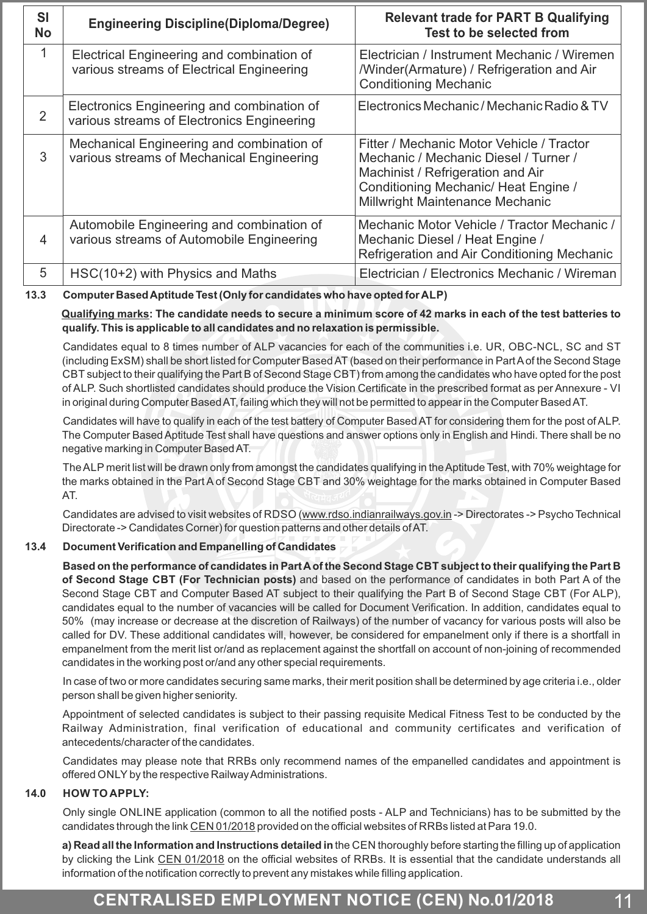| Sl No | Engineering Discipline(Diploma/Degree) | Relevant trade for PART B Qualifying Test to be selected from |
|---|---|---|
| 1 | Electrical Engineering and combination of various streams of Electrical Engineering | Electrician / Instrument Mechanic / Wiremen /Winder(Armature) / Refrigeration and Air Conditioning Mechanic |
| 2 | Electronics Engineering and combination of various streams of Electronics Engineering | Electronics Mechanic / Mechanic Radio & TV |
| 3 | Mechanical Engineering and combination of various streams of Mechanical Engineering | Fitter / Mechanic Motor Vehicle / Tractor Mechanic / Mechanic Diesel / Turner / Machinist / Refrigeration and Air Conditioning Mechanic/ Heat Engine / Millwright Maintenance Mechanic |
| 4 | Automobile Engineering and combination of various streams of Automobile Engineering | Mechanic Motor Vehicle / Tractor Mechanic / Mechanic Diesel / Heat Engine / Refrigeration and Air Conditioning Mechanic |
| 5 | HSC(10+2) with Physics and Maths | Electrician / Electronics Mechanic / Wireman |

**13.3 Computer Based Aptitude Test (Only for candidates who have opted for ALP)**

**Qualifying marks: The candidate needs to secure a minimum score of 42 marks in each of the test batteries to qualify. This is applicable to all candidates and no relaxation is permissible.**

Candidates equal to 8 times number of ALP vacancies for each of the communities i.e. UR, OBC-NCL, SC and ST (including ExSM) shall be short listed for Computer Based AT (based on their performance in Part A of the Second Stage CBT subject to their qualifying the Part B of Second Stage CBT) from among the candidates who have opted for the post of ALP. Such shortlisted candidates should produce the Vision Certificate in the prescribed format as per Annexure - VI in original during Computer Based AT, failing which they will not be permitted to appear in the Computer Based AT.

Candidates will have to qualify in each of the test battery of Computer Based AT for considering them for the post of ALP. The Computer Based Aptitude Test shall have questions and answer options only in English and Hindi. There shall be no negative marking in Computer Based AT.

The ALP merit list will be drawn only from amongst the candidates qualifying in the Aptitude Test, with 70% weightage for the marks obtained in the Part A of Second Stage CBT and 30% weightage for the marks obtained in Computer Based AT.

Candidates are advised to visit websites of RDSO (www.rdso.indianrailways.gov.in -> Directorates -> Psycho Technical Directorate -> Candidates Corner) for question patterns and other details of AT.

**13.4 Document Verification and Empanelling of Candidates**

**Based on the performance of candidates in Part A of the Second Stage CBT subject to their qualifying the Part B of Second Stage CBT (For Technician posts)** and based on the performance of candidates in both Part A of the Second Stage CBT and Computer Based AT subject to their qualifying the Part B of Second Stage CBT (For ALP), candidates equal to the number of vacancies will be called for Document Verification. In addition, candidates equal to 50% (may increase or decrease at the discretion of Railways) of the number of vacancy for various posts will also be called for DV. These additional candidates will, however, be considered for empanelment only if there is a shortfall in empanelment from the merit list or/and as replacement against the shortfall on account of non-joining of recommended candidates in the working post or/and any other special requirements.

In case of two or more candidates securing same marks, their merit position shall be determined by age criteria i.e., older person shall be given higher seniority.

Appointment of selected candidates is subject to their passing requisite Medical Fitness Test to be conducted by the Railway Administration, final verification of educational and community certificates and verification of antecedents/character of the candidates.

Candidates may please note that RRBs only recommend names of the empanelled candidates and appointment is offered ONLY by the respective Railway Administrations.

**14.0 HOW TO APPLY:**

Only single ONLINE application (common to all the notified posts - ALP and Technicians) has to be submitted by the candidates through the link CEN 01/2018 provided on the official websites of RRBs listed at Para 19.0.

**a) Read all the Information and Instructions detailed in** the CEN thoroughly before starting the filling up of application by clicking the Link CEN 01/2018 on the official websites of RRBs. It is essential that the candidate understands all information of the notification correctly to prevent any mistakes while filling application.